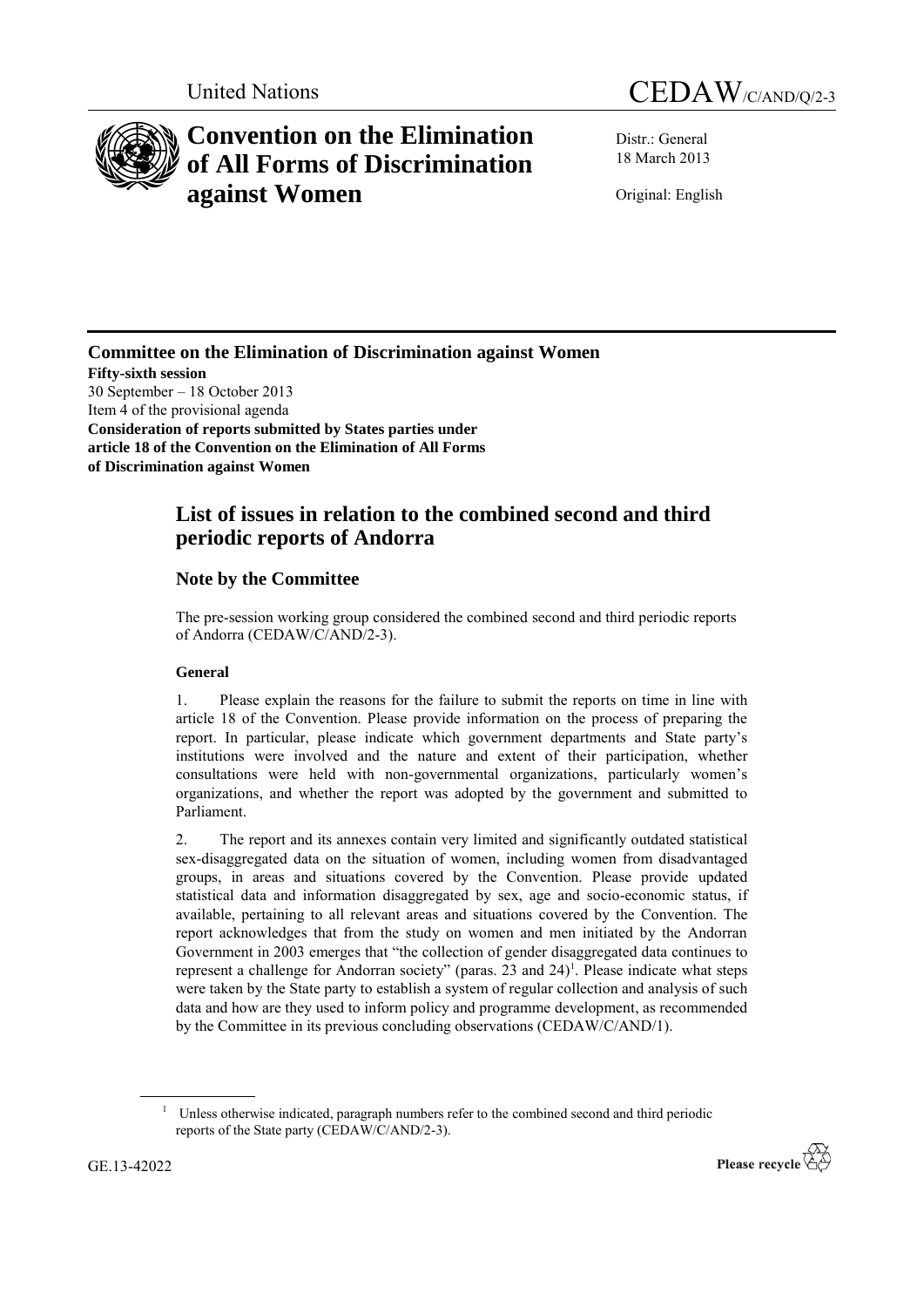United Nations CEDAW/C/AND/Q/2-3

# Convention on the Elimination of All Forms of Discrimination against Women

Distr.: General
18 March 2013

Original: English

**Committee on the Elimination of Discrimination against Women**
**Fifty-sixth session**
30 September – 18 October 2013
Item 4 of the provisional agenda
**Consideration of reports submitted by States parties under article 18 of the Convention on the Elimination of All Forms of Discrimination against Women**

## List of issues in relation to the combined second and third periodic reports of Andorra

### Note by the Committee

The pre-session working group considered the combined second and third periodic reports of Andorra (CEDAW/C/AND/2-3).

#### General

1. Please explain the reasons for the failure to submit the reports on time in line with article 18 of the Convention. Please provide information on the process of preparing the report. In particular, please indicate which government departments and State party's institutions were involved and the nature and extent of their participation, whether consultations were held with non-governmental organizations, particularly women's organizations, and whether the report was adopted by the government and submitted to Parliament.

2. The report and its annexes contain very limited and significantly outdated statistical sex-disaggregated data on the situation of women, including women from disadvantaged groups, in areas and situations covered by the Convention. Please provide updated statistical data and information disaggregated by sex, age and socio-economic status, if available, pertaining to all relevant areas and situations covered by the Convention. The report acknowledges that from the study on women and men initiated by the Andorran Government in 2003 emerges that "the collection of gender disaggregated data continues to represent a challenge for Andorran society" (paras. 23 and 24)[1]. Please indicate what steps were taken by the State party to establish a system of regular collection and analysis of such data and how are they used to inform policy and programme development, as recommended by the Committee in its previous concluding observations (CEDAW/C/AND/1).

[1] Unless otherwise indicated, paragraph numbers refer to the combined second and third periodic reports of the State party (CEDAW/C/AND/2-3).

GE.13-42022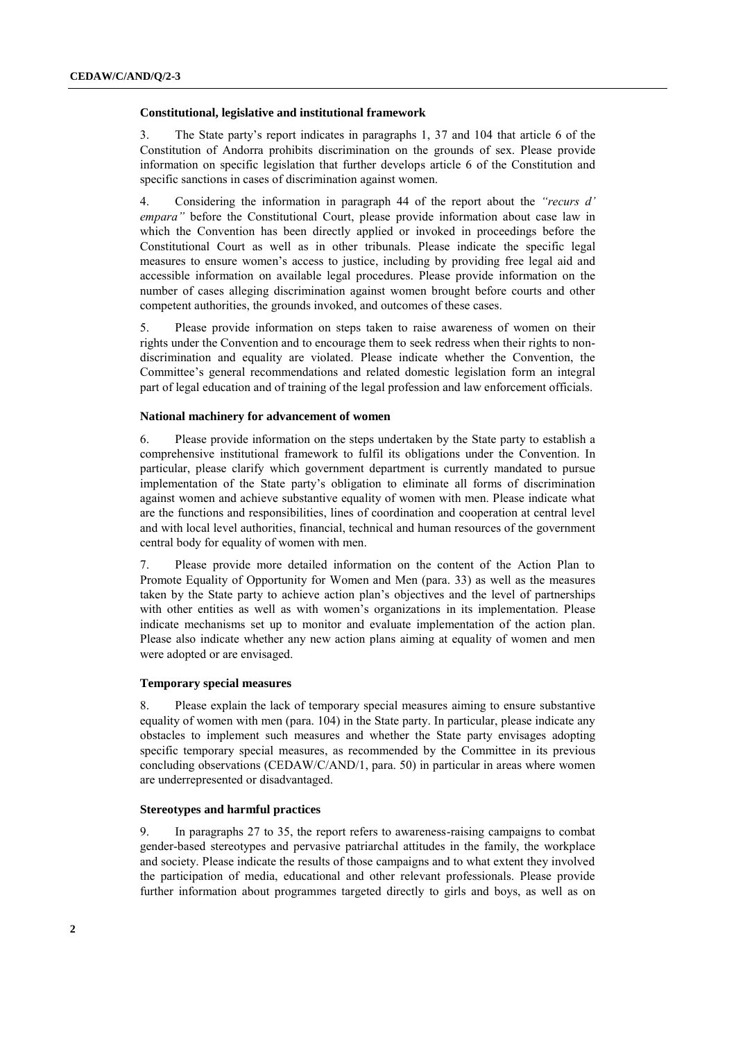### Constitutional, legislative and institutional framework

3. The State party's report indicates in paragraphs 1, 37 and 104 that article 6 of the Constitution of Andorra prohibits discrimination on the grounds of sex. Please provide information on specific legislation that further develops article 6 of the Constitution and specific sanctions in cases of discrimination against women.

4. Considering the information in paragraph 44 of the report about the *"recurs d' empara"* before the Constitutional Court, please provide information about case law in which the Convention has been directly applied or invoked in proceedings before the Constitutional Court as well as in other tribunals. Please indicate the specific legal measures to ensure women's access to justice, including by providing free legal aid and accessible information on available legal procedures. Please provide information on the number of cases alleging discrimination against women brought before courts and other competent authorities, the grounds invoked, and outcomes of these cases.

5. Please provide information on steps taken to raise awareness of women on their rights under the Convention and to encourage them to seek redress when their rights to non-discrimination and equality are violated. Please indicate whether the Convention, the Committee's general recommendations and related domestic legislation form an integral part of legal education and of training of the legal profession and law enforcement officials.

### National machinery for advancement of women

6. Please provide information on the steps undertaken by the State party to establish a comprehensive institutional framework to fulfil its obligations under the Convention. In particular, please clarify which government department is currently mandated to pursue implementation of the State party's obligation to eliminate all forms of discrimination against women and achieve substantive equality of women with men. Please indicate what are the functions and responsibilities, lines of coordination and cooperation at central level and with local level authorities, financial, technical and human resources of the government central body for equality of women with men.

7. Please provide more detailed information on the content of the Action Plan to Promote Equality of Opportunity for Women and Men (para. 33) as well as the measures taken by the State party to achieve action plan's objectives and the level of partnerships with other entities as well as with women's organizations in its implementation. Please indicate mechanisms set up to monitor and evaluate implementation of the action plan. Please also indicate whether any new action plans aiming at equality of women and men were adopted or are envisaged.

### Temporary special measures

8. Please explain the lack of temporary special measures aiming to ensure substantive equality of women with men (para. 104) in the State party. In particular, please indicate any obstacles to implement such measures and whether the State party envisages adopting specific temporary special measures, as recommended by the Committee in its previous concluding observations (CEDAW/C/AND/1, para. 50) in particular in areas where women are underrepresented or disadvantaged.

### Stereotypes and harmful practices

9. In paragraphs 27 to 35, the report refers to awareness-raising campaigns to combat gender-based stereotypes and pervasive patriarchal attitudes in the family, the workplace and society. Please indicate the results of those campaigns and to what extent they involved the participation of media, educational and other relevant professionals. Please provide further information about programmes targeted directly to girls and boys, as well as on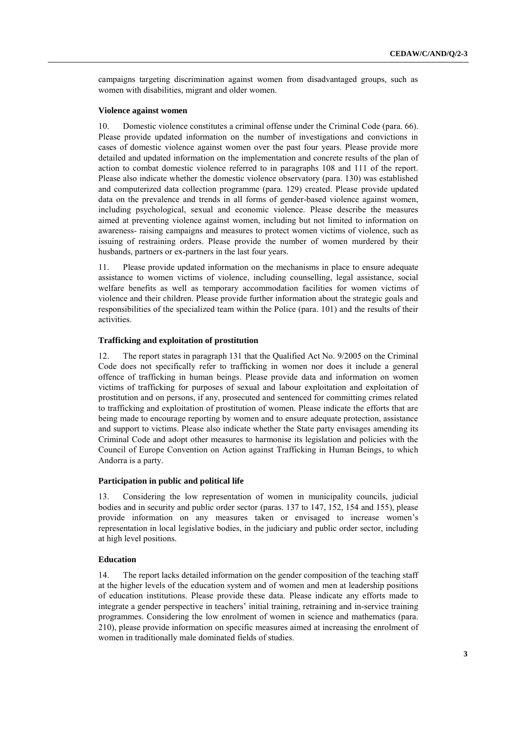campaigns targeting discrimination against women from disadvantaged groups, such as women with disabilities, migrant and older women.

### Violence against women

10. Domestic violence constitutes a criminal offense under the Criminal Code (para. 66). Please provide updated information on the number of investigations and convictions in cases of domestic violence against women over the past four years. Please provide more detailed and updated information on the implementation and concrete results of the plan of action to combat domestic violence referred to in paragraphs 108 and 111 of the report. Please also indicate whether the domestic violence observatory (para. 130) was established and computerized data collection programme (para. 129) created. Please provide updated data on the prevalence and trends in all forms of gender-based violence against women, including psychological, sexual and economic violence. Please describe the measures aimed at preventing violence against women, including but not limited to information on awareness- raising campaigns and measures to protect women victims of violence, such as issuing of restraining orders. Please provide the number of women murdered by their husbands, partners or ex-partners in the last four years.

11. Please provide updated information on the mechanisms in place to ensure adequate assistance to women victims of violence, including counselling, legal assistance, social welfare benefits as well as temporary accommodation facilities for women victims of violence and their children. Please provide further information about the strategic goals and responsibilities of the specialized team within the Police (para. 101) and the results of their activities.

### Trafficking and exploitation of prostitution

12. The report states in paragraph 131 that the Qualified Act No. 9/2005 on the Criminal Code does not specifically refer to trafficking in women nor does it include a general offence of trafficking in human beings. Please provide data and information on women victims of trafficking for purposes of sexual and labour exploitation and exploitation of prostitution and on persons, if any, prosecuted and sentenced for committing crimes related to trafficking and exploitation of prostitution of women. Please indicate the efforts that are being made to encourage reporting by women and to ensure adequate protection, assistance and support to victims. Please also indicate whether the State party envisages amending its Criminal Code and adopt other measures to harmonise its legislation and policies with the Council of Europe Convention on Action against Trafficking in Human Beings, to which Andorra is a party.

### Participation in public and political life

13. Considering the low representation of women in municipality councils, judicial bodies and in security and public order sector (paras. 137 to 147, 152, 154 and 155), please provide information on any measures taken or envisaged to increase women's representation in local legislative bodies, in the judiciary and public order sector, including at high level positions.

### Education

14. The report lacks detailed information on the gender composition of the teaching staff at the higher levels of the education system and of women and men at leadership positions of education institutions. Please provide these data. Please indicate any efforts made to integrate a gender perspective in teachers' initial training, retraining and in-service training programmes. Considering the low enrolment of women in science and mathematics (para. 210), please provide information on specific measures aimed at increasing the enrolment of women in traditionally male dominated fields of studies.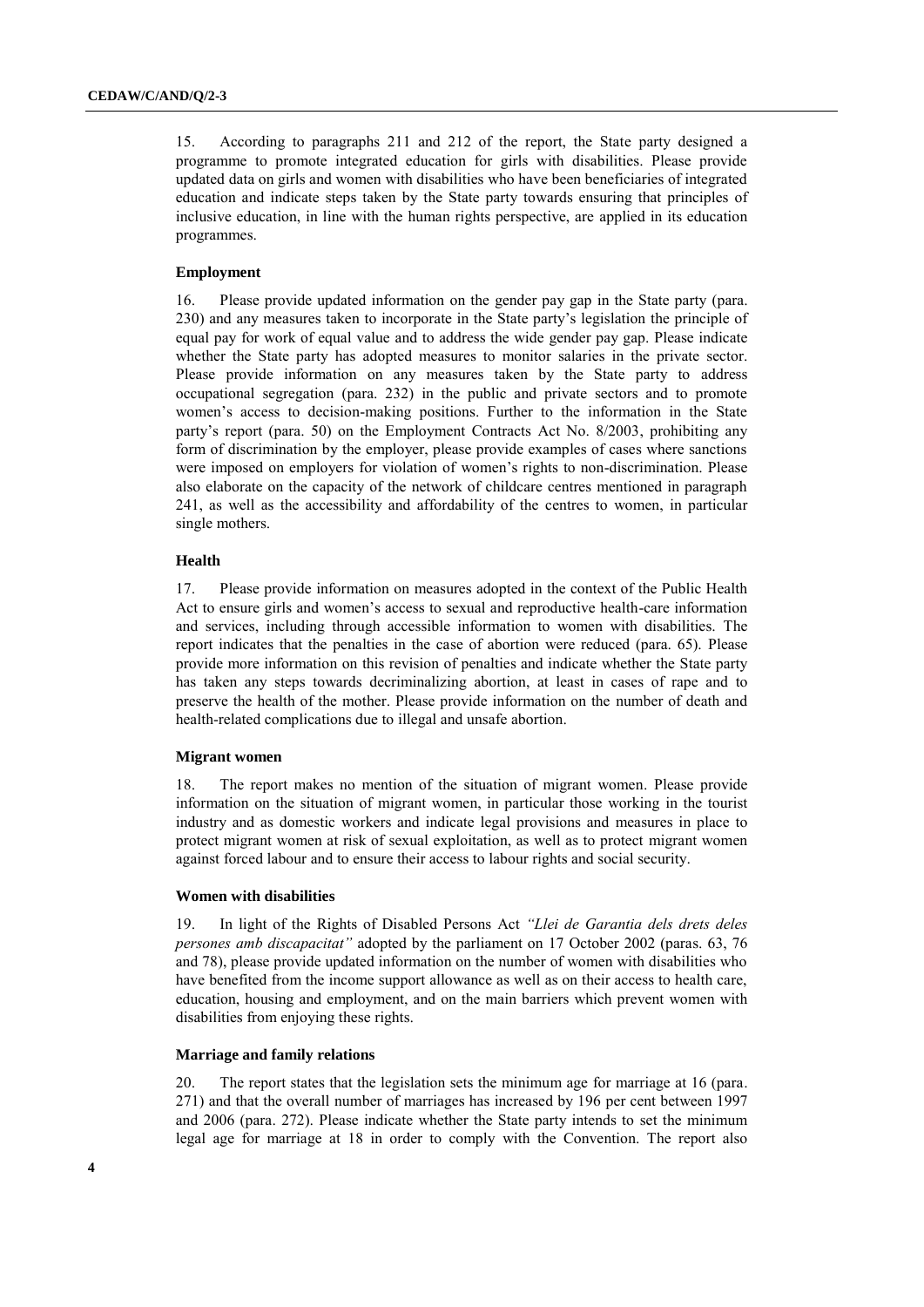15. According to paragraphs 211 and 212 of the report, the State party designed a programme to promote integrated education for girls with disabilities. Please provide updated data on girls and women with disabilities who have been beneficiaries of integrated education and indicate steps taken by the State party towards ensuring that principles of inclusive education, in line with the human rights perspective, are applied in its education programmes.

### Employment

16. Please provide updated information on the gender pay gap in the State party (para. 230) and any measures taken to incorporate in the State party's legislation the principle of equal pay for work of equal value and to address the wide gender pay gap. Please indicate whether the State party has adopted measures to monitor salaries in the private sector. Please provide information on any measures taken by the State party to address occupational segregation (para. 232) in the public and private sectors and to promote women's access to decision-making positions. Further to the information in the State party's report (para. 50) on the Employment Contracts Act No. 8/2003, prohibiting any form of discrimination by the employer, please provide examples of cases where sanctions were imposed on employers for violation of women's rights to non-discrimination. Please also elaborate on the capacity of the network of childcare centres mentioned in paragraph 241, as well as the accessibility and affordability of the centres to women, in particular single mothers.

### Health

17. Please provide information on measures adopted in the context of the Public Health Act to ensure girls and women's access to sexual and reproductive health-care information and services, including through accessible information to women with disabilities. The report indicates that the penalties in the case of abortion were reduced (para. 65). Please provide more information on this revision of penalties and indicate whether the State party has taken any steps towards decriminalizing abortion, at least in cases of rape and to preserve the health of the mother. Please provide information on the number of death and health-related complications due to illegal and unsafe abortion.

### Migrant women

18. The report makes no mention of the situation of migrant women. Please provide information on the situation of migrant women, in particular those working in the tourist industry and as domestic workers and indicate legal provisions and measures in place to protect migrant women at risk of sexual exploitation, as well as to protect migrant women against forced labour and to ensure their access to labour rights and social security.

### Women with disabilities

19. In light of the Rights of Disabled Persons Act *"Llei de Garantia dels drets deles persones amb discapacitat"* adopted by the parliament on 17 October 2002 (paras. 63, 76 and 78), please provide updated information on the number of women with disabilities who have benefited from the income support allowance as well as on their access to health care, education, housing and employment, and on the main barriers which prevent women with disabilities from enjoying these rights.

### Marriage and family relations

20. The report states that the legislation sets the minimum age for marriage at 16 (para. 271) and that the overall number of marriages has increased by 196 per cent between 1997 and 2006 (para. 272). Please indicate whether the State party intends to set the minimum legal age for marriage at 18 in order to comply with the Convention. The report also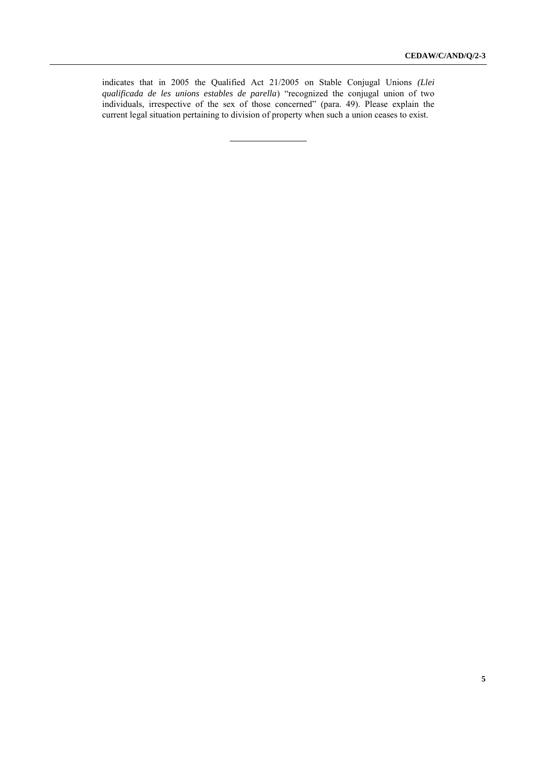indicates that in 2005 the Qualified Act 21/2005 on Stable Conjugal Unions *(Llei qualificada de les unions estables de parella*) "recognized the conjugal union of two individuals, irrespective of the sex of those concerned" (para. 49). Please explain the current legal situation pertaining to division of property when such a union ceases to exist.

---